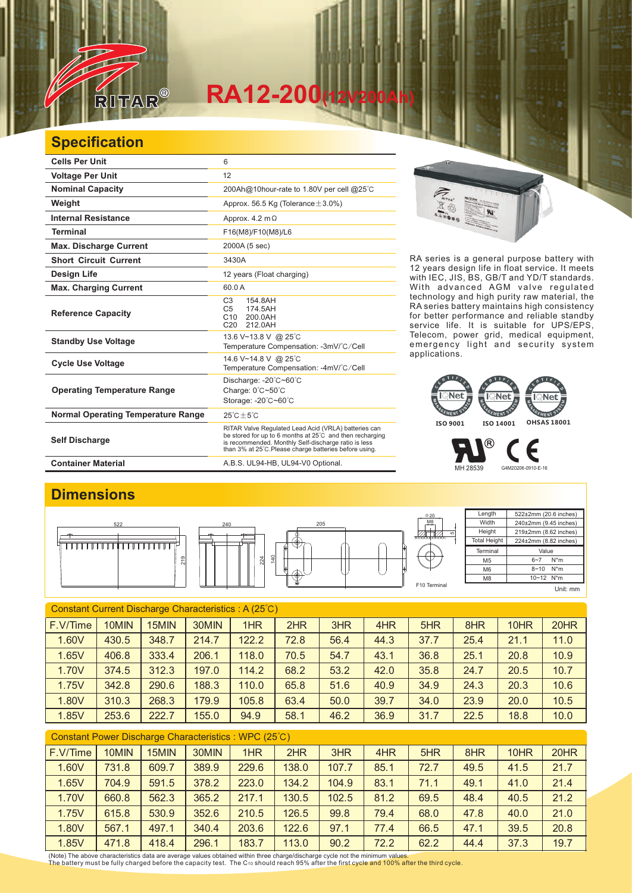# RA12-200(12V200Ah)

## Specification

| | |
|---|---|
| **Cells Per Unit** | 6 |
| **Voltage Per Unit** | 12 |
| **Nominal Capacity** | 200Ah@10hour-rate to 1.80V per cell @25℃ |
| **Weight** | Approx. 56.5 Kg (Tolerance±3.0%) |
| **Internal Resistance** | Approx. 4.2 mΩ |
| **Terminal** | F16(M8)/F10(M8)/L6 |
| **Max. Discharge Current** | 2000A (5 sec) |
| **Short Circuit Current** | 3430A |
| **Design Life** | 12 years (Float charging) |
| **Max. Charging Current** | 60.0 A |
| **Reference Capacity** | C3 154.8AH<br>C5 174.5AH<br>C10 200.0AH<br>C20 212.0AH |
| **Standby Use Voltage** | 13.6 V~13.8 V @ 25℃<br>Temperature Compensation: -3mV/℃/Cell |
| **Cycle Use Voltage** | 14.6 V~14.8 V @ 25℃<br>Temperature Compensation: -4mV/℃/Cell |
| **Operating Temperature Range** | Discharge: -20℃~60℃<br>Charge: 0℃~50℃<br>Storage: -20℃~60℃ |
| **Normal Operating Temperature Range** | 25℃±5℃ |
| **Self Discharge** | RITAR Valve Regulated Lead Acid (VRLA) batteries can be stored for up to 6 months at 25℃ and then recharging is recommended. Monthly Self-discharge ratio is less than 3% at 25℃.Please charge batteries before using. |
| **Container Material** | A.B.S. UL94-HB, UL94-V0 Optional. |

RA series is a general purpose battery with 12 years design life in float service. It meets with IEC, JIS, BS, GB/T and YD/T standards. With advanced AGM valve regulated technology and high purity raw material, the RA series battery maintains high consistency for better performance and reliable standby service life. It is suitable for UPS/EPS, Telecom, power grid, medical equipment, emergency light and security system applications.

ISO 9001 ISO 14001 OHSAS 18001

MH 28539 G4M20206-0910-E-16

## Dimensions

522 219 240 224 140 205 Φ20 M8 5 F10 Terminal

| Length | 522±2mm (20.6 inches) |
|---|---|
| Width | 240±2mm (9.45 inches) |
| Height | 219±2mm (8.62 inches) |
| Total Height | 224±2mm (8.82 inches) |

| Terminal | Value |
|---|---|
| M5 | 6~7 N*m |
| M6 | 8~10 N*m |
| M8 | 10~12 N*m |

Unit: mm

Constant Current Discharge Characteristics : A (25℃)

| F.V/Time | 10MIN | 15MIN | 30MIN | 1HR | 2HR | 3HR | 4HR | 5HR | 8HR | 10HR | 20HR |
|---|---|---|---|---|---|---|---|---|---|---|---|
| 1.60V | 430.5 | 348.7 | 214.7 | 122.2 | 72.8 | 56.4 | 44.3 | 37.7 | 25.4 | 21.1 | 11.0 |
| 1.65V | 406.8 | 333.4 | 206.1 | 118.0 | 70.5 | 54.7 | 43.1 | 36.8 | 25.1 | 20.8 | 10.9 |
| 1.70V | 374.5 | 312.3 | 197.0 | 114.2 | 68.2 | 53.2 | 42.0 | 35.8 | 24.7 | 20.5 | 10.7 |
| 1.75V | 342.8 | 290.6 | 188.3 | 110.0 | 65.8 | 51.6 | 40.9 | 34.9 | 24.3 | 20.3 | 10.6 |
| 1.80V | 310.3 | 268.3 | 179.9 | 105.8 | 63.4 | 50.0 | 39.7 | 34.0 | 23.9 | 20.0 | 10.5 |
| 1.85V | 253.6 | 222.7 | 155.0 | 94.9 | 58.1 | 46.2 | 36.9 | 31.7 | 22.5 | 18.8 | 10.0 |

Constant Power Discharge Characteristics : WPC (25℃)

| F.V/Time | 10MIN | 15MIN | 30MIN | 1HR | 2HR | 3HR | 4HR | 5HR | 8HR | 10HR | 20HR |
|---|---|---|---|---|---|---|---|---|---|---|---|
| 1.60V | 731.8 | 609.7 | 389.9 | 229.6 | 138.0 | 107.7 | 85.1 | 72.7 | 49.5 | 41.5 | 21.7 |
| 1.65V | 704.9 | 591.5 | 378.2 | 223.0 | 134.2 | 104.9 | 83.1 | 71.1 | 49.1 | 41.0 | 21.4 |
| 1.70V | 660.8 | 562.3 | 365.2 | 217.1 | 130.5 | 102.5 | 81.2 | 69.5 | 48.4 | 40.5 | 21.2 |
| 1.75V | 615.8 | 530.9 | 352.6 | 210.5 | 126.5 | 99.8 | 79.4 | 68.0 | 47.8 | 40.0 | 21.0 |
| 1.80V | 567.1 | 497.1 | 340.4 | 203.6 | 122.6 | 97.1 | 77.4 | 66.5 | 47.1 | 39.5 | 20.8 |
| 1.85V | 471.8 | 418.4 | 296.1 | 183.7 | 113.0 | 90.2 | 72.2 | 62.2 | 44.4 | 37.3 | 19.7 |

(Note) The above characteristics data are average values obtained within three charge/discharge cycle not the minimum values.
The battery must be fully charged before the capacity test. The $C_{10}$ should reach 95% after the first cycle and 100% after the third cycle.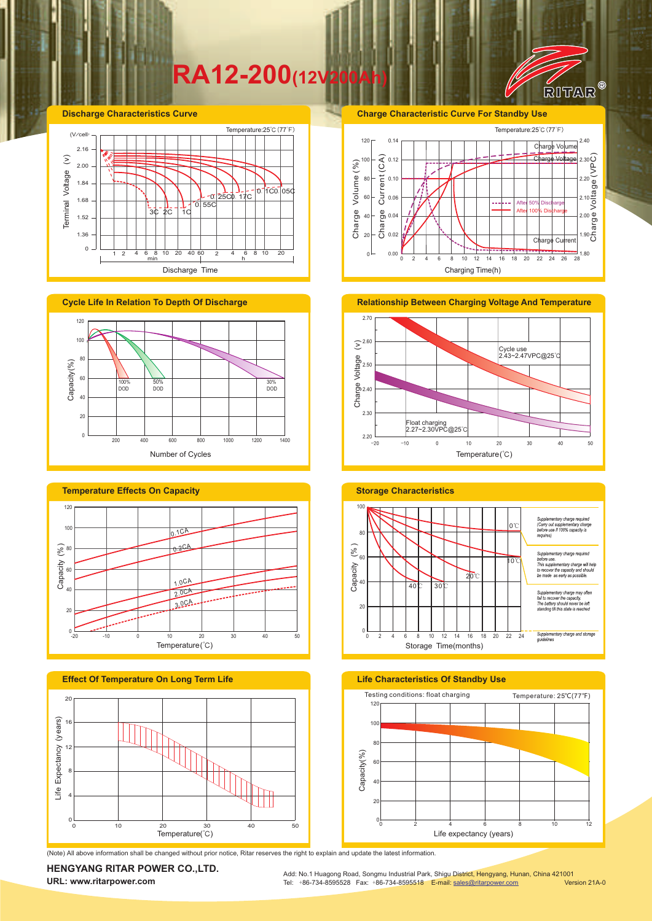# RA12-200(12V200Ah)

RITAR®

## Discharge Characteristics Curve

Temperature:25°C (77°F)

(V/cell)

Terminal Voltage (v)

2.16
2.00
1.84
1.68
1.52
1.36
0

1 2 4 6 8 10 20 40 60 2 4 6 8 10 20

min h

Discharge Time

3C 2C 1C 0.55C 0.25C 0.17C 0.1C 0.05C

## Charge Characteristic Curve For Standby Use

Temperature:25°C (77°F)

Charge Volume (%)

Charge Current (CA)

Charge Voltage (VPC)

120 100 80 60 40 20 0

0.14 0.12 0.10 0.06 0.04 0.02 0.00

2.40 2.30 2.20 2.10 2.00 1.90 1.80

0 2 4 6 8 10 12 14 16 18 20 22 24 26 28

Charging Time(h)

Charge Volume

Charge Voltage

After 50% Discharge

After 100% Discharge

Charge Current

## Cycle Life In Relation To Depth Of Discharge

Capacity(%)

120 100 80 60 40 20 0

200 400 600 800 1000 1200 1400

Number of Cycles

100% DOD

50% DOD

30% DOD

## Relationship Between Charging Voltage And Temperature

Charge Voltage (v)

2.70 2.60 2.50 2.40 2.30 2.20

−20 −10 0 10 20 30 40 50

Temperature(°C)

Cycle use
2.43~2.47VPC@25°C

Float charging
2.27~2.30VPC@25°C

## Temperature Effects On Capacity

Capacity (%)

120 100 80 60 40 20 0

-20 -10 0 10 20 30 40 50

Temperature(°C)

0.1CA

0.2CA

1.0CA

2.0CA

3.0CA

## Storage Characteristics

Capacity (%)

100 80 60 40 20 0

0 2 4 6 8 10 12 14 16 18 20 22 24

Storage Time(months)

0°C 10°C 20°C 30°C 40°C

Supplementary charge required (Carry out supplementary charge before use if 100% capacity is requires)

Supplementary charge required before use. This supplementary charge will help to recover the capacity and should be made as early as possible.

Supplementary charge may often fail to recover the capacity. The battery should never be left standing till this state is reached

Supplementary charge and storage guidelines

## Effect Of Temperature On Long Term Life

Life Expectancy (years)

20 16 12 8 4 0

0 10 20 30 40 50

Temperature(°C)

## Life Characteristics Of Standby Use

Testing conditions: float charging

Temperature: 25°C(77°F)

Capacity(%)

120 100 80 60 40 20 0

0 2 4 6 8 10 12

Life expectancy (years)

(Note) All above information shall be changed without prior notice, Ritar reserves the right to explain and update the latest information.

**HENGYANG RITAR POWER CO.,LTD.**

**URL: www.ritarpower.com**

Add: No.1 Huagong Road, Songmu Industrial Park, Shigu District, Hengyang, Hunan, China 421001

Tel: +86-734-8595528 Fax: +86-734-8595518 E-mail: sales@ritarpower.com

Version 21A-0